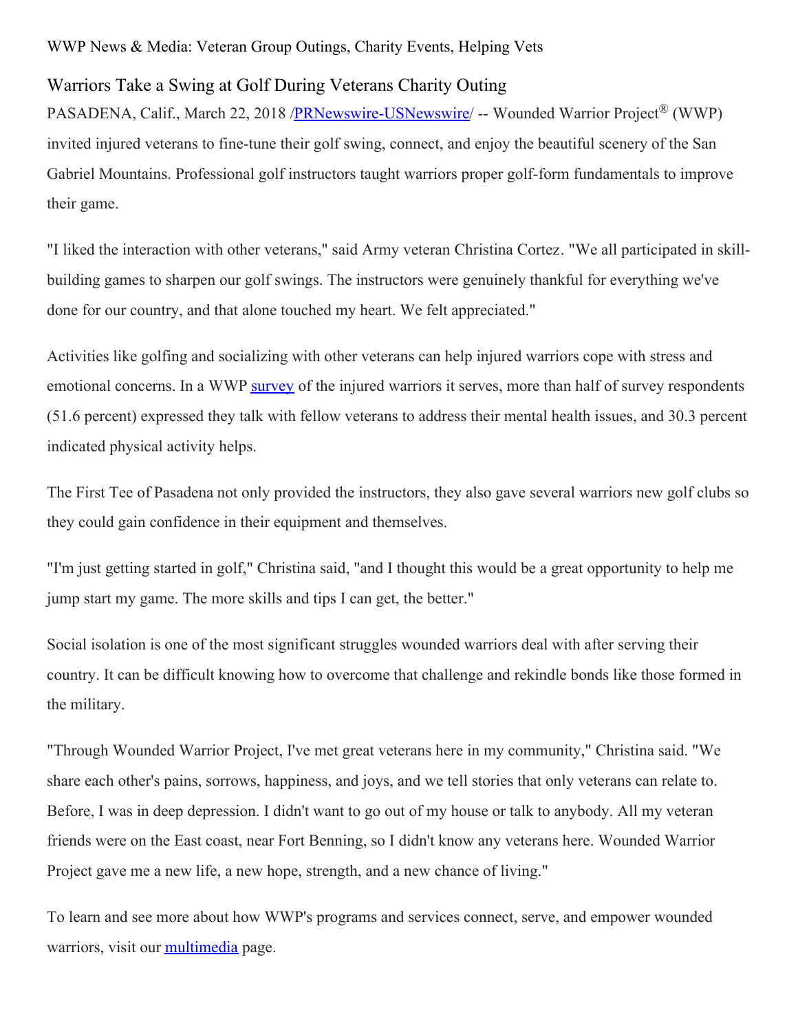WWP News & Media: Veteran Group Outings, Charity Events, Helping Vets

## Warriors Take a Swing at Golf During Veterans Charity Outing

PASADENA, Calif., March 22, 2018 /PRNewswire-USNewswire/ -- Wounded Warrior Project® (WWP) invited injured veterans to fine-tune their golf swing, connect, and enjoy the beautiful scenery of the San Gabriel Mountains. Professional golf instructors taught warriors proper golf-form fundamentals to improve their game.

"I liked the interaction with other veterans," said Army veteran Christina Cortez. "We all participated in skill-building games to sharpen our golf swings. The instructors were genuinely thankful for everything we've done for our country, and that alone touched my heart. We felt appreciated."

Activities like golfing and socializing with other veterans can help injured warriors cope with stress and emotional concerns. In a WWP survey of the injured warriors it serves, more than half of survey respondents (51.6 percent) expressed they talk with fellow veterans to address their mental health issues, and 30.3 percent indicated physical activity helps.

The First Tee of Pasadena not only provided the instructors, they also gave several warriors new golf clubs so they could gain confidence in their equipment and themselves.

"I'm just getting started in golf," Christina said, "and I thought this would be a great opportunity to help me jump start my game. The more skills and tips I can get, the better."

Social isolation is one of the most significant struggles wounded warriors deal with after serving their country. It can be difficult knowing how to overcome that challenge and rekindle bonds like those formed in the military.

"Through Wounded Warrior Project, I've met great veterans here in my community," Christina said. "We share each other's pains, sorrows, happiness, and joys, and we tell stories that only veterans can relate to. Before, I was in deep depression. I didn't want to go out of my house or talk to anybody. All my veteran friends were on the East coast, near Fort Benning, so I didn't know any veterans here. Wounded Warrior Project gave me a new life, a new hope, strength, and a new chance of living."

To learn and see more about how WWP's programs and services connect, serve, and empower wounded warriors, visit our multimedia page.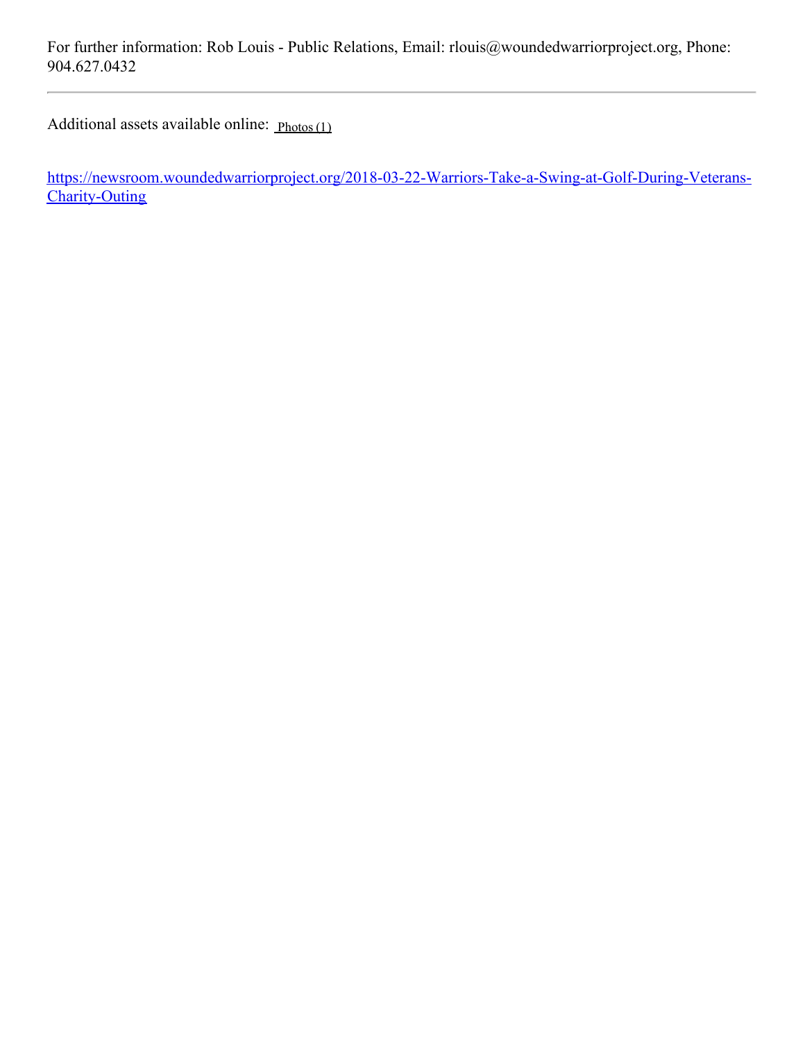For further information: Rob Louis - Public Relations, Email: rlouis@woundedwarriorproject.org, Phone: 904.627.0432

---

Additional assets available online: Photos (1)

https://newsroom.woundedwarriorproject.org/2018-03-22-Warriors-Take-a-Swing-at-Golf-During-Veterans-Charity-Outing